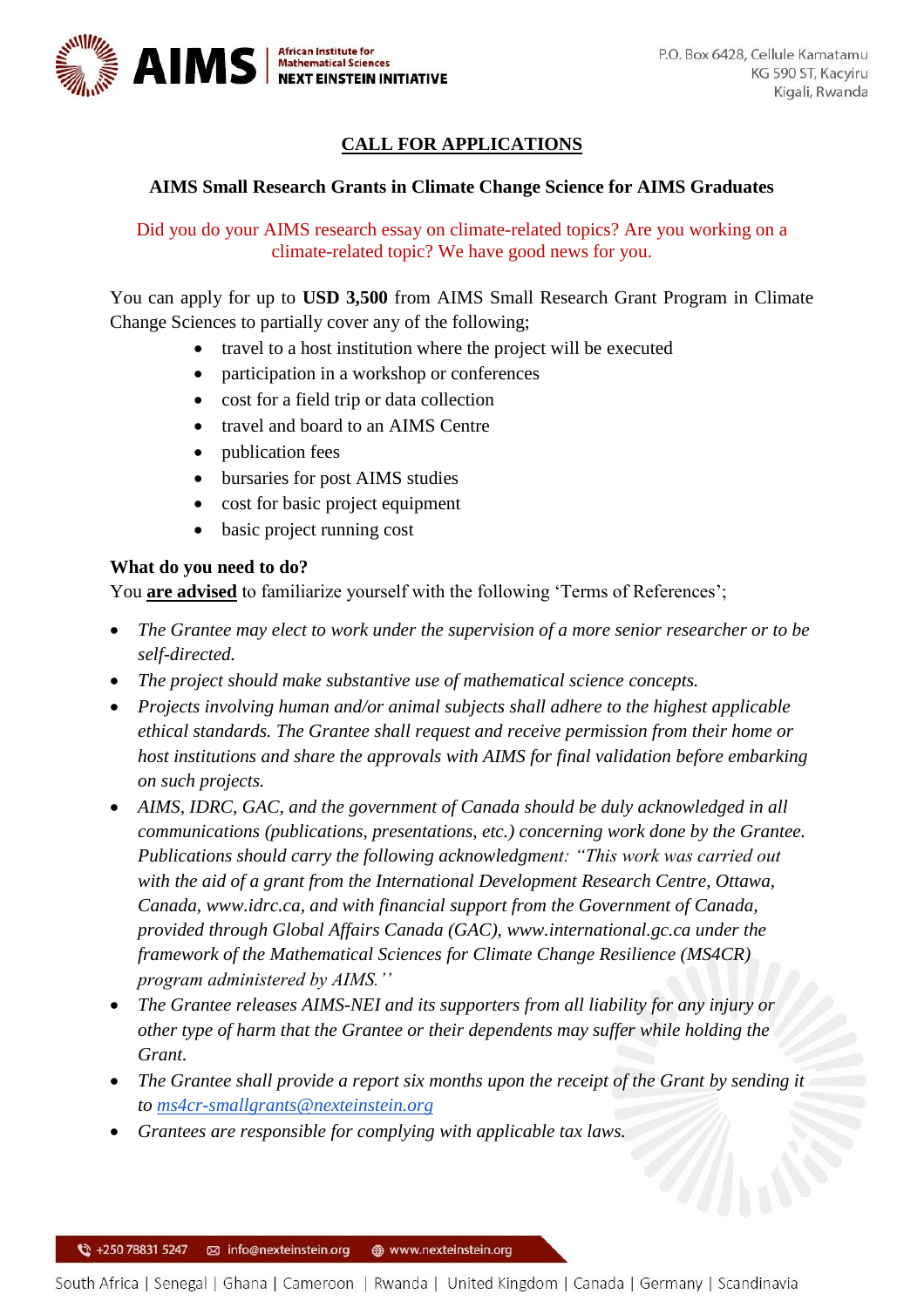# CALL FOR APPLICATIONS

## AIMS Small Research Grants in Climate Change Science for AIMS Graduates

Did you do your AIMS research essay on climate-related topics? Are you working on a climate-related topic? We have good news for you.

You can apply for up to **USD 3,500** from AIMS Small Research Grant Program in Climate Change Sciences to partially cover any of the following;

- travel to a host institution where the project will be executed
- participation in a workshop or conferences
- cost for a field trip or data collection
- travel and board to an AIMS Centre
- publication fees
- bursaries for post AIMS studies
- cost for basic project equipment
- basic project running cost

**What do you need to do?**

You **are advised** to familiarize yourself with the following 'Terms of References';

- *The Grantee may elect to work under the supervision of a more senior researcher or to be self-directed.*
- *The project should make substantive use of mathematical science concepts.*
- *Projects involving human and/or animal subjects shall adhere to the highest applicable ethical standards. The Grantee shall request and receive permission from their home or host institutions and share the approvals with AIMS for final validation before embarking on such projects.*
- *AIMS, IDRC, GAC, and the government of Canada should be duly acknowledged in all communications (publications, presentations, etc.) concerning work done by the Grantee. Publications should carry the following acknowledgment: "This work was carried out with the aid of a grant from the International Development Research Centre, Ottawa, Canada, www.idrc.ca, and with financial support from the Government of Canada, provided through Global Affairs Canada (GAC), www.international.gc.ca under the framework of the Mathematical Sciences for Climate Change Resilience (MS4CR) program administered by AIMS."*
- *The Grantee releases AIMS-NEI and its supporters from all liability for any injury or other type of harm that the Grantee or their dependents may suffer while holding the Grant.*
- *The Grantee shall provide a report six months upon the receipt of the Grant by sending it to ms4cr-smallgrants@nexteinstein.org*
- *Grantees are responsible for complying with applicable tax laws.*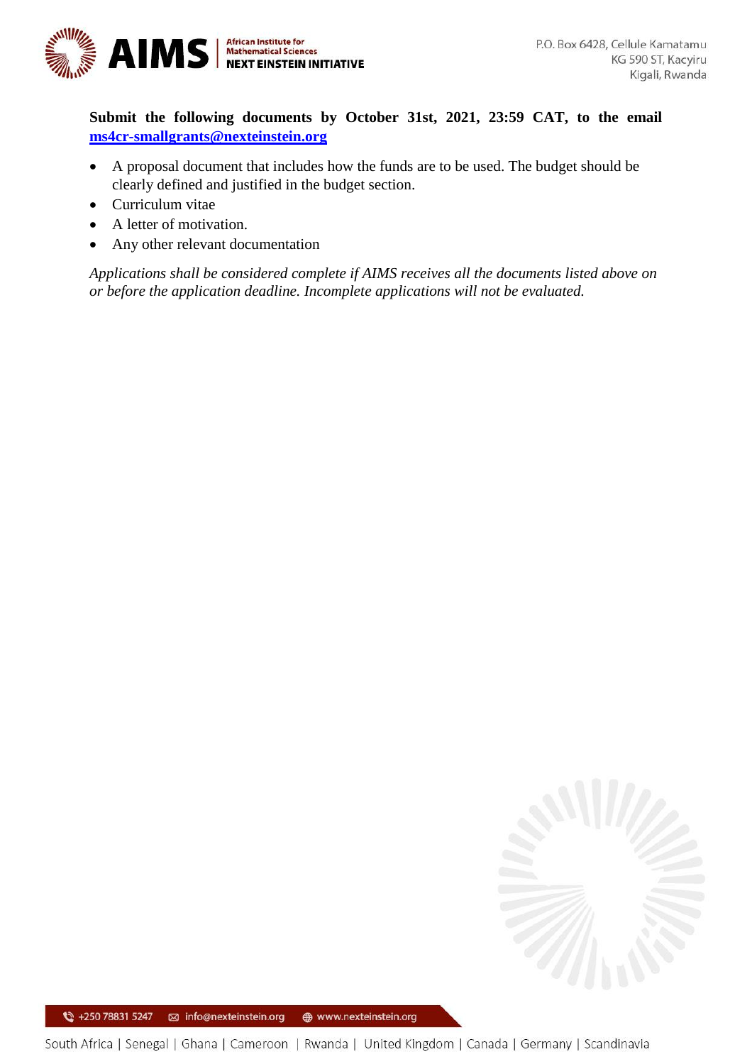**Submit the following documents by October 31st, 2021, 23:59 CAT, to the email [ms4cr-smallgrants@nexteinstein.org](mailto:ms4cr-smallgrants@nexteinstein.org)**

- A proposal document that includes how the funds are to be used. The budget should be clearly defined and justified in the budget section.
- Curriculum vitae
- A letter of motivation.
- Any other relevant documentation

*Applications shall be considered complete if AIMS receives all the documents listed above on or before the application deadline. Incomplete applications will not be evaluated.*